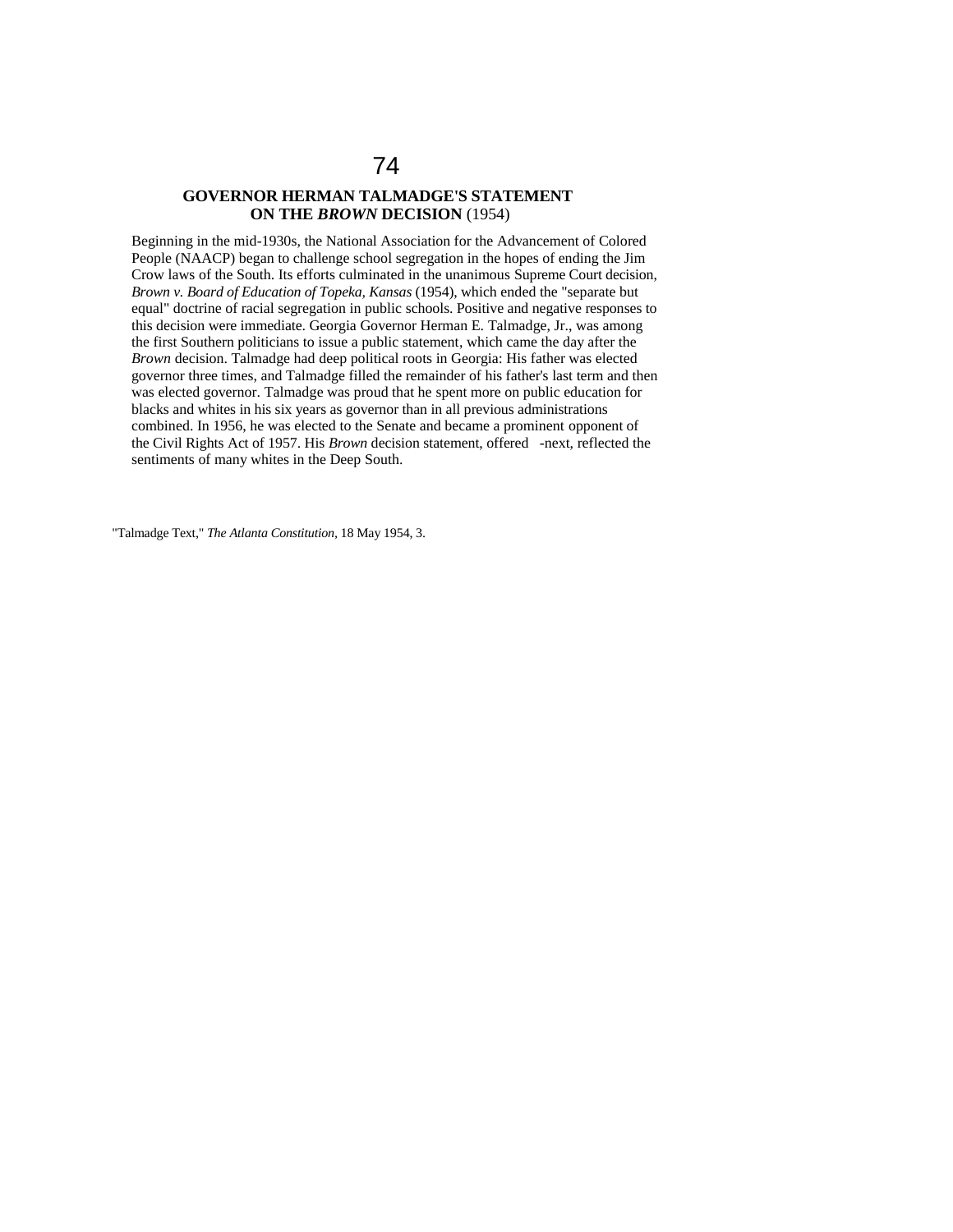# 74

## GOVERNOR HERMAN TALMADGE'S STATEMENT ON THE *BROWN* DECISION (1954)

Beginning in the mid-1930s, the National Association for the Advancement of Colored People (NAACP) began to challenge school segregation in the hopes of ending the Jim Crow laws of the South. Its efforts culminated in the unanimous Supreme Court decision, *Brown v. Board of Education of Topeka, Kansas* (1954), which ended the "separate but equal" doctrine of racial segregation in public schools. Positive and negative responses to this decision were immediate. Georgia Governor Herman E. Talmadge, Jr., was among the first Southern politicians to issue a public statement, which came the day after the *Brown* decision. Talmadge had deep political roots in Georgia: His father was elected governor three times, and Talmadge filled the remainder of his father's last term and then was elected governor. Talmadge was proud that he spent more on public education for blacks and whites in his six years as governor than in all previous administrations combined. In 1956, he was elected to the Senate and became a prominent opponent of the Civil Rights Act of 1957. His *Brown* decision statement, offered -next, reflected the sentiments of many whites in the Deep South.

"Talmadge Text," *The Atlanta Constitution*, 18 May 1954, 3.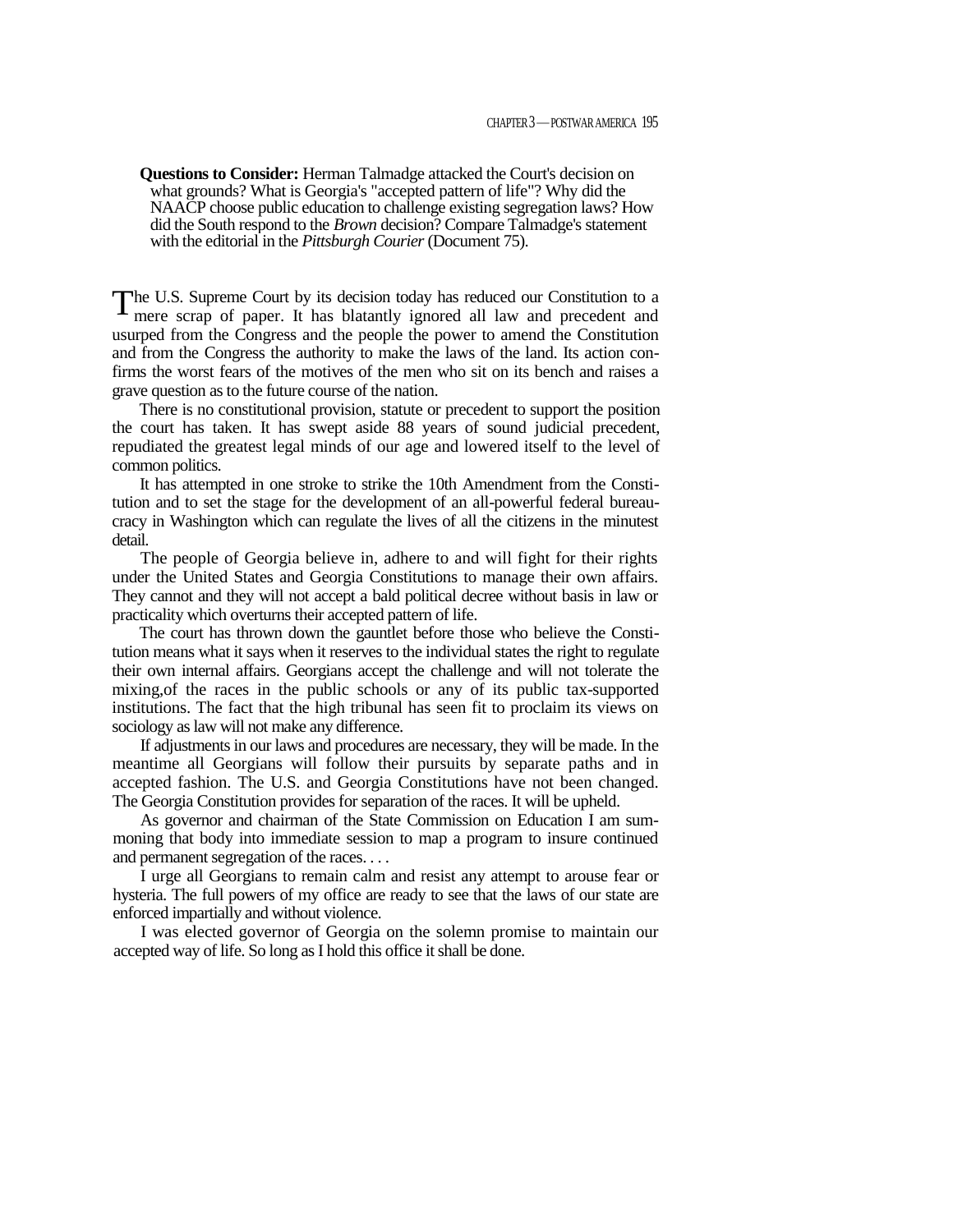**Questions to Consider:** Herman Talmadge attacked the Court's decision on what grounds? What is Georgia's "accepted pattern of life"? Why did the NAACP choose public education to challenge existing segregation laws? How did the South respond to the *Brown* decision? Compare Talmadge's statement with the editorial in the *Pittsburgh Courier* (Document 75).

The U.S. Supreme Court by its decision today has reduced our Constitution to a mere scrap of paper. It has blatantly ignored all law and precedent and usurped from the Congress and the people the power to amend the Constitution and from the Congress the authority to make the laws of the land. Its action confirms the worst fears of the motives of the men who sit on its bench and raises a grave question as to the future course of the nation.

There is no constitutional provision, statute or precedent to support the position the court has taken. It has swept aside 88 years of sound judicial precedent, repudiated the greatest legal minds of our age and lowered itself to the level of common politics.

It has attempted in one stroke to strike the 10th Amendment from the Constitution and to set the stage for the development of an all-powerful federal bureaucracy in Washington which can regulate the lives of all the citizens in the minutest detail.

The people of Georgia believe in, adhere to and will fight for their rights under the United States and Georgia Constitutions to manage their own affairs. They cannot and they will not accept a bald political decree without basis in law or practicality which overturns their accepted pattern of life.

The court has thrown down the gauntlet before those who believe the Constitution means what it says when it reserves to the individual states the right to regulate their own internal affairs. Georgians accept the challenge and will not tolerate the mixing,of the races in the public schools or any of its public tax-supported institutions. The fact that the high tribunal has seen fit to proclaim its views on sociology as law will not make any difference.

If adjustments in our laws and procedures are necessary, they will be made. In the meantime all Georgians will follow their pursuits by separate paths and in accepted fashion. The U.S. and Georgia Constitutions have not been changed. The Georgia Constitution provides for separation of the races. It will be upheld.

As governor and chairman of the State Commission on Education I am summoning that body into immediate session to map a program to insure continued and permanent segregation of the races. . . .

I urge all Georgians to remain calm and resist any attempt to arouse fear or hysteria. The full powers of my office are ready to see that the laws of our state are enforced impartially and without violence.

I was elected governor of Georgia on the solemn promise to maintain our accepted way of life. So long as I hold this office it shall be done.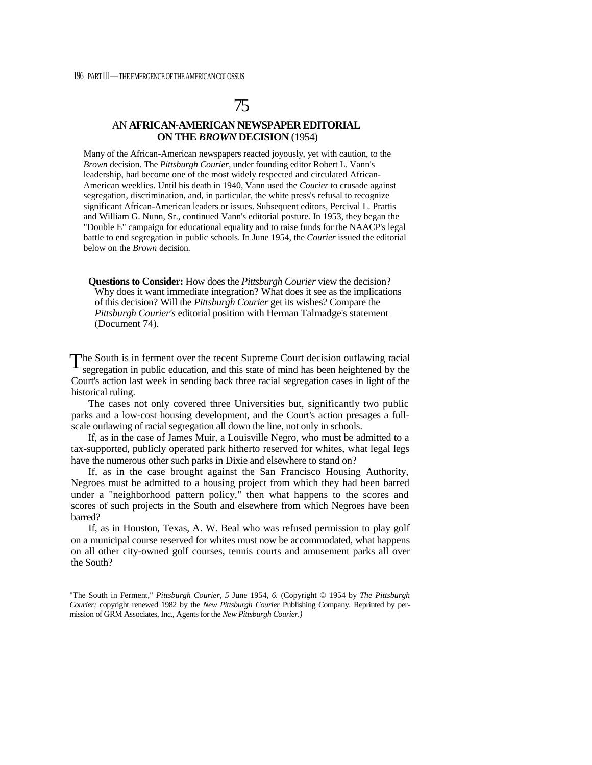# 75

## AN **AFRICAN-AMERICAN NEWSPAPER EDITORIAL ON THE *BROWN* DECISION** (1954)

Many of the African-American newspapers reacted joyously, yet with caution, to the *Brown* decision. The *Pittsburgh Courier,* under founding editor Robert L. Vann's leadership, had become one of the most widely respected and circulated African-American weeklies. Until his death in 1940, Vann used the *Courier* to crusade against segregation, discrimination, and, in particular, the white press's refusal to recognize significant African-American leaders or issues. Subsequent editors, Percival L. Prattis and William G. Nunn, Sr., continued Vann's editorial posture. In 1953, they began the "Double E" campaign for educational equality and to raise funds for the NAACP's legal battle to end segregation in public schools. In June 1954, the *Courier* issued the editorial below on the *Brown* decision.

**Questions to Consider:** How does the *Pittsburgh Courier* view the decision? Why does it want immediate integration? What does it see as the implications of this decision? Will the *Pittsburgh Courier* get its wishes? Compare the *Pittsburgh Courier's* editorial position with Herman Talmadge's statement (Document 74).

The South is in ferment over the recent Supreme Court decision outlawing racial segregation in public education, and this state of mind has been heightened by the Court's action last week in sending back three racial segregation cases in light of the historical ruling.

The cases not only covered three Universities but, significantly two public parks and a low-cost housing development, and the Court's action presages a full-scale outlawing of racial segregation all down the line, not only in schools.

If, as in the case of James Muir, a Louisville Negro, who must be admitted to a tax-supported, publicly operated park hitherto reserved for whites, what legal legs have the numerous other such parks in Dixie and elsewhere to stand on?

If, as in the case brought against the San Francisco Housing Authority, Negroes must be admitted to a housing project from which they had been barred under a "neighborhood pattern policy," then what happens to the scores and scores of such projects in the South and elsewhere from which Negroes have been barred?

If, as in Houston, Texas, A. W. Beal who was refused permission to play golf on a municipal course reserved for whites must now be accommodated, what happens on all other city-owned golf courses, tennis courts and amusement parks all over the South?

"The South in Ferment," *Pittsburgh Courier, 5* June 1954, *6.* (Copyright © 1954 by *The Pittsburgh Courier;* copyright renewed 1982 by the *New Pittsburgh Courier* Publishing Company. Reprinted by permission of GRM Associates, Inc., Agents for the *New Pittsburgh Courier.)*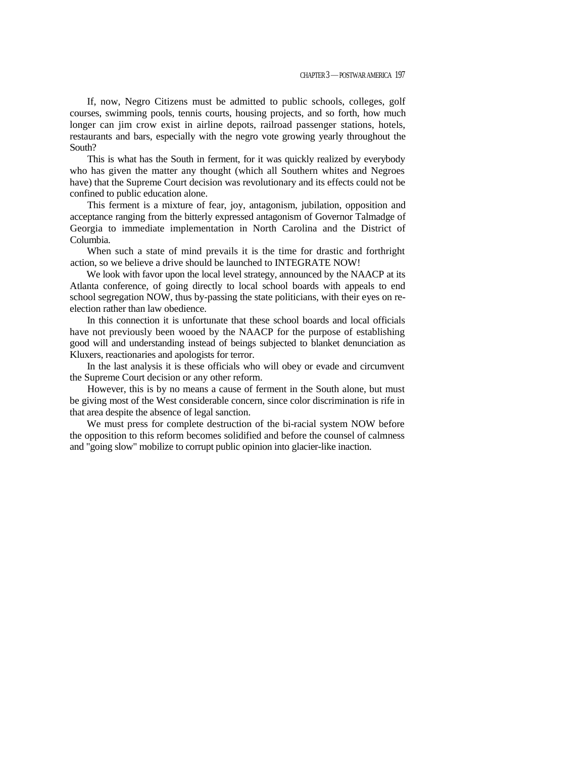If, now, Negro Citizens must be admitted to public schools, colleges, golf courses, swimming pools, tennis courts, housing projects, and so forth, how much longer can jim crow exist in airline depots, railroad passenger stations, hotels, restaurants and bars, especially with the negro vote growing yearly throughout the South?

This is what has the South in ferment, for it was quickly realized by everybody who has given the matter any thought (which all Southern whites and Negroes have) that the Supreme Court decision was revolutionary and its effects could not be confined to public education alone.

This ferment is a mixture of fear, joy, antagonism, jubilation, opposition and acceptance ranging from the bitterly expressed antagonism of Governor Talmadge of Georgia to immediate implementation in North Carolina and the District of Columbia.

When such a state of mind prevails it is the time for drastic and forthright action, so we believe a drive should be launched to INTEGRATE NOW!

We look with favor upon the local level strategy, announced by the NAACP at its Atlanta conference, of going directly to local school boards with appeals to end school segregation NOW, thus by-passing the state politicians, with their eyes on re-election rather than law obedience.

In this connection it is unfortunate that these school boards and local officials have not previously been wooed by the NAACP for the purpose of establishing good will and understanding instead of beings subjected to blanket denunciation as Kluxers, reactionaries and apologists for terror.

In the last analysis it is these officials who will obey or evade and circumvent the Supreme Court decision or any other reform.

However, this is by no means a cause of ferment in the South alone, but must be giving most of the West considerable concern, since color discrimination is rife in that area despite the absence of legal sanction.

We must press for complete destruction of the bi-racial system NOW before the opposition to this reform becomes solidified and before the counsel of calmness and "going slow" mobilize to corrupt public opinion into glacier-like inaction.